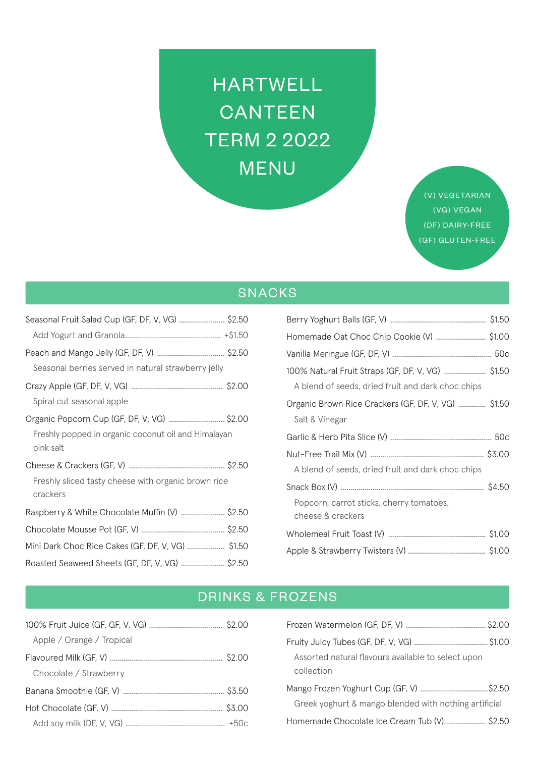# HARTWELL CANTEEN TERM 2 2022 MENU

(V) VEGETARIAN
(VG) VEGAN
(DF) DAIRY-FREE
(GF) GLUTEN-FREE

## SNACKS

Seasonal Fruit Salad Cup (GF, DF, V, VG) ........ $2.50
  Add Yogurt and Granola ........ +$1.50

Peach and Mango Jelly (GF, DF, V) ........ $2.50
  Seasonal berries served in natural strawberry jelly

Crazy Apple (GF, DF, V, VG) ........ $2.00
  Spiral cut seasonal apple

Organic Popcorn Cup (GF, DF, V, VG) ........ $2.00
  Freshly popped in organic coconut oil and Himalayan pink salt

Cheese & Crackers (GF, V) ........ $2.50
  Freshly sliced tasty cheese with organic brown rice crackers

Raspberry & White Chocolate Muffin (V) ........ $2.50

Chocolate Mousse Pot (GF, V) ........ $2.50

Mini Dark Choc Rice Cakes (GF, DF, V, VG) ........ $1.50

Roasted Seaweed Sheets (GF, DF, V, VG) ........ $2.50

Berry Yoghurt Balls (GF, V) ........ $1.50

Homemade Oat Choc Chip Cookie (V) ........ $1.00

Vanilla Meringue (GF, DF, V) ........ 50c

100% Natural Fruit Straps (GF, DF, V, VG) ........ $1.50
  A blend of seeds, dried fruit and dark choc chips

Organic Brown Rice Crackers (GF, DF, V, VG) ........ $1.50
  Salt & Vinegar

Garlic & Herb Pita Slice (V) ........ 50c

Nut-Free Trail Mix (V) ........ $3.00
  A blend of seeds, dried fruit and dark choc chips

Snack Box (V) ........ $4.50
  Popcorn, carrot sticks, cherry tomatoes, cheese & crackers

Wholemeal Fruit Toast (V) ........ $1.00

Apple & Strawberry Twisters (V) ........ $1.00

## DRINKS & FROZENS

100% Fruit Juice (GF, GF, V, VG) ........ $2.00
  Apple / Orange / Tropical

Flavoured Milk (GF, V) ........ $2.00
  Chocolate / Strawberry

Banana Smoothie (GF, V) ........ $3.50

Hot Chocolate (GF, V) ........ $3.00
  Add soy milk (DF, V, VG) ........ +50c

Frozen Watermelon (GF, DF, V) ........ $2.00

Fruity Juicy Tubes (GF, DF, V, VG) ........ $1.00
  Assorted natural flavours available to select upon collection

Mango Frozen Yoghurt Cup (GF, V) ........ $2.50
  Greek yoghurt & mango blended with nothing artificial

Homemade Chocolate Ice Cream Tub (V) ........ $2.50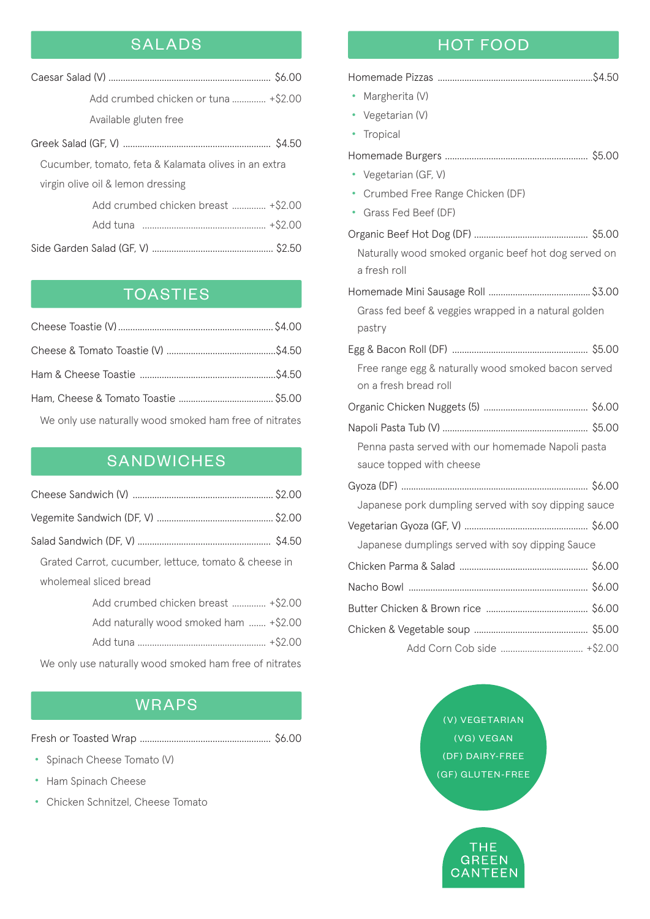## SALADS

Caesar Salad (V) ........ $6.00

Add crumbed chicken or tuna ........ +$2.00

Available gluten free

Greek Salad (GF, V) ........ $4.50

Cucumber, tomato, feta & Kalamata olives in an extra virgin olive oil & lemon dressing

Add crumbed chicken breast ........ +$2.00

Add tuna ........ +$2.00

Side Garden Salad (GF, V) ........ $2.50

## TOASTIES

Cheese Toastie (V) ........ $4.00

Cheese & Tomato Toastie (V) ........ $4.50

Ham & Cheese Toastie ........ $4.50

Ham, Cheese & Tomato Toastie ........ $5.00

We only use naturally wood smoked ham free of nitrates

## SANDWICHES

Cheese Sandwich (V) ........ $2.00

Vegemite Sandwich (DF, V) ........ $2.00

Salad Sandwich (DF, V) ........ $4.50

Grated Carrot, cucumber, lettuce, tomato & cheese in wholemeal sliced bread

Add crumbed chicken breast ........ +$2.00

Add naturally wood smoked ham ........ +$2.00

Add tuna ........ +$2.00

We only use naturally wood smoked ham free of nitrates

## WRAPS

Fresh or Toasted Wrap ........ $6.00

- Spinach Cheese Tomato (V)
- Ham Spinach Cheese
- Chicken Schnitzel, Cheese Tomato

## HOT FOOD

Homemade Pizzas ........ $4.50

- Margherita (V)
- Vegetarian (V)
- Tropical

Homemade Burgers ........ $5.00

- Vegetarian (GF, V)
- Crumbed Free Range Chicken (DF)
- Grass Fed Beef (DF)

Organic Beef Hot Dog (DF) ........ $5.00

Naturally wood smoked organic beef hot dog served on a fresh roll

Homemade Mini Sausage Roll ........ $3.00

Grass fed beef & veggies wrapped in a natural golden pastry

Egg & Bacon Roll (DF) ........ $5.00

Free range egg & naturally wood smoked bacon served on a fresh bread roll

Organic Chicken Nuggets (5) ........ $6.00

Napoli Pasta Tub (V) ........ $5.00

Penna pasta served with our homemade Napoli pasta sauce topped with cheese

Gyoza (DF) ........ $6.00

Japanese pork dumpling served with soy dipping sauce

Vegetarian Gyoza (GF, V) ........ $6.00

Japanese dumplings served with soy dipping Sauce

Chicken Parma & Salad ........ $6.00

Nacho Bowl ........ $6.00

Butter Chicken & Brown rice ........ $6.00

Chicken & Vegetable soup ........ $5.00

Add Corn Cob side ........ +$2.00

(V) VEGETARIAN
(VG) VEGAN
(DF) DAIRY-FREE
(GF) GLUTEN-FREE

THE GREEN CANTEEN